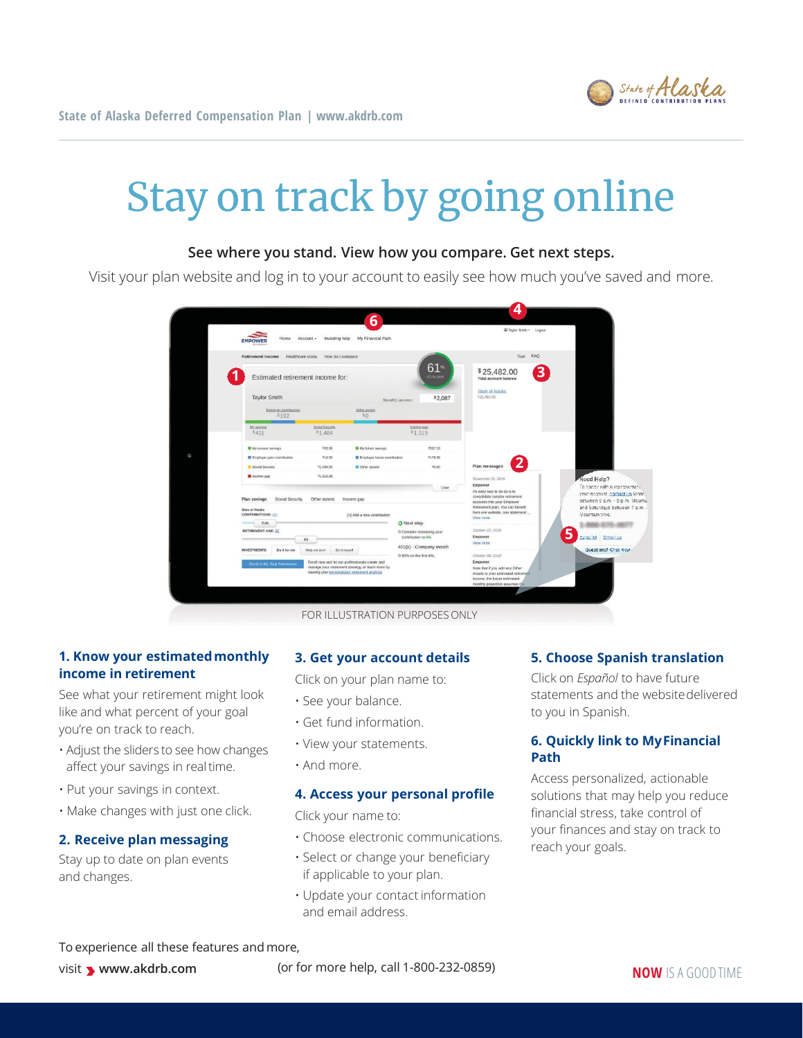State of Alaska Deferred Compensation Plan | www.akdrb.com

# Stay on track by going online

**See where you stand. View how you compare. Get next steps.**

Visit your plan website and log in to your account to easily see how much you've saved and more.

FOR ILLUSTRATION PURPOSES ONLY

### 1. Know your estimated monthly income in retirement

See what your retirement might look like and what percent of your goal you're on track to reach.

- Adjust the sliders to see how changes affect your savings in real time.
- Put your savings in context.
- Make changes with just one click.

### 2. Receive plan messaging

Stay up to date on plan events and changes.

### 3. Get your account details

Click on your plan name to:

- See your balance.
- Get fund information.
- View your statements.
- And more.

### 4. Access your personal profile

Click your name to:

- Choose electronic communications.
- Select or change your beneficiary if applicable to your plan.
- Update your contact information and email address.

### 5. Choose Spanish translation

Click on *Español* to have future statements and the website delivered to you in Spanish.

### 6. Quickly link to My Financial Path

Access personalized, actionable solutions that may help you reduce financial stress, take control of your finances and stay on track to reach your goals.

To experience all these features and more,

visit **www.akdrb.com** (or for more help, call 1-800-232-0859)

**NOW** IS A GOOD TIME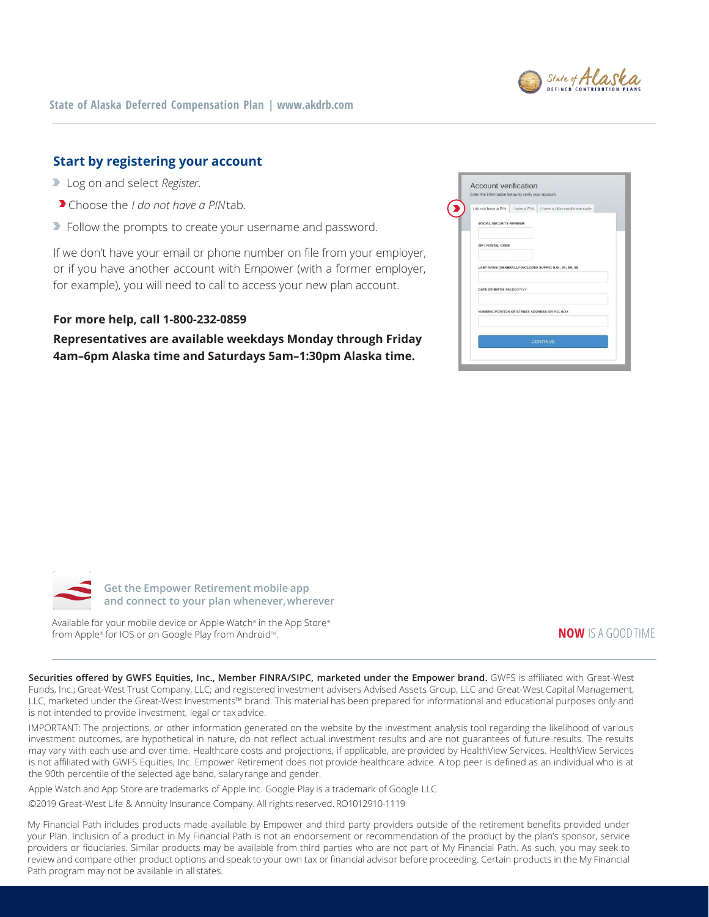State of Alaska Deferred Compensation Plan | www.akdrb.com

## Start by registering your account

- Log on and select *Register*.
- Choose the *I do not have a PIN* tab.
- Follow the prompts to create your username and password.

If we don't have your email or phone number on file from your employer, or if you have another account with Empower (with a former employer, for example), you will need to call to access your new plan account.

**For more help, call 1-800-232-0859**

**Representatives are available weekdays Monday through Friday 4am–6pm Alaska time and Saturdays 5am–1:30pm Alaska time.**

Account verification
Enter the information below to verify your account.

I do not have a PIN | I have a PIN | I have a plan enrollment code

SOCIAL SECURITY NUMBER

ZIP / POSTAL CODE

LAST NAME (GENERALLY INCLUDES SUFFIX: E.G., JR, SR, III)

DATE OF BIRTH MM/DD/YYYY

NUMERIC PORTION OF STREET ADDRESS OR P.O. BOX

CONTINUE

**Get the Empower Retirement mobile app and connect to your plan whenever, wherever**

Available for your mobile device or Apple Watch® in the App Store® from Apple® for IOS or on Google Play from Android™.

**NOW** IS A GOOD TIME

**Securities offered by GWFS Equities, Inc., Member FINRA/SIPC, marketed under the Empower brand.** GWFS is affiliated with Great-West Funds, Inc.; Great-West Trust Company, LLC; and registered investment advisers Advised Assets Group, LLC and Great-West Capital Management, LLC, marketed under the Great-West Investments™ brand. This material has been prepared for informational and educational purposes only and is not intended to provide investment, legal or tax advice.

IMPORTANT: The projections, or other information generated on the website by the investment analysis tool regarding the likelihood of various investment outcomes, are hypothetical in nature, do not reflect actual investment results and are not guarantees of future results. The results may vary with each use and over time. Healthcare costs and projections, if applicable, are provided by HealthView Services. HealthView Services is not affiliated with GWFS Equities, Inc. Empower Retirement does not provide healthcare advice. A top peer is defined as an individual who is at the 90th percentile of the selected age band, salary range and gender.

Apple Watch and App Store are trademarks of Apple Inc. Google Play is a trademark of Google LLC.

©2019 Great-West Life & Annuity Insurance Company. All rights reserved. RO1012910-1119

My Financial Path includes products made available by Empower and third party providers outside of the retirement benefits provided under your Plan. Inclusion of a product in My Financial Path is not an endorsement or recommendation of the product by the plan's sponsor, service providers or fiduciaries. Similar products may be available from third parties who are not part of My Financial Path. As such, you may seek to review and compare other product options and speak to your own tax or financial advisor before proceeding. Certain products in the My Financial Path program may not be available in all states.